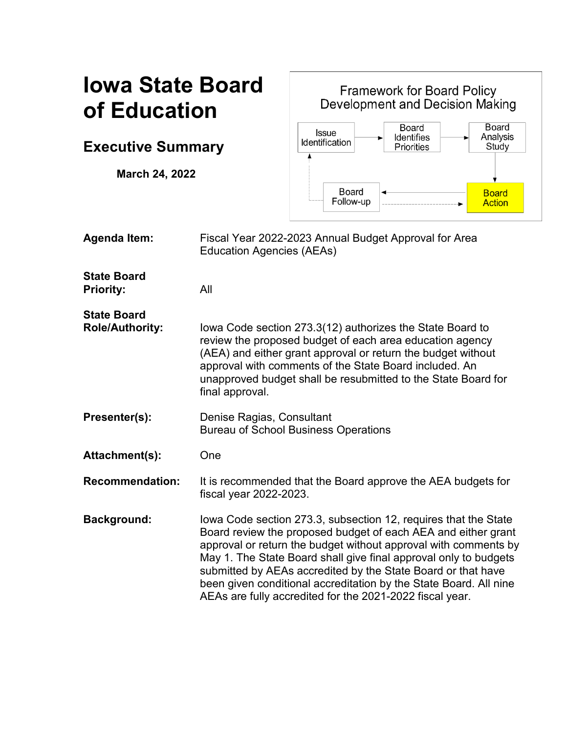# Iowa State Board of Education

## Executive Summary

**March 24, 2022**

Framework for Board Policy Development and Decision Making

Issue Identification → Board Identifies Priorities → Board Analysis Study → **Board Action** → Board Follow-up

**Agenda Item:** Fiscal Year 2022-2023 Annual Budget Approval for Area Education Agencies (AEAs)

**State Board Priority:** All

**State Board Role/Authority:** Iowa Code section 273.3(12) authorizes the State Board to review the proposed budget of each area education agency (AEA) and either grant approval or return the budget without approval with comments of the State Board included. An unapproved budget shall be resubmitted to the State Board for final approval.

**Presenter(s):** Denise Ragias, Consultant
Bureau of School Business Operations

**Attachment(s):** One

**Recommendation:** It is recommended that the Board approve the AEA budgets for fiscal year 2022-2023.

**Background:** Iowa Code section 273.3, subsection 12, requires that the State Board review the proposed budget of each AEA and either grant approval or return the budget without approval with comments by May 1. The State Board shall give final approval only to budgets submitted by AEAs accredited by the State Board or that have been given conditional accreditation by the State Board. All nine AEAs are fully accredited for the 2021-2022 fiscal year.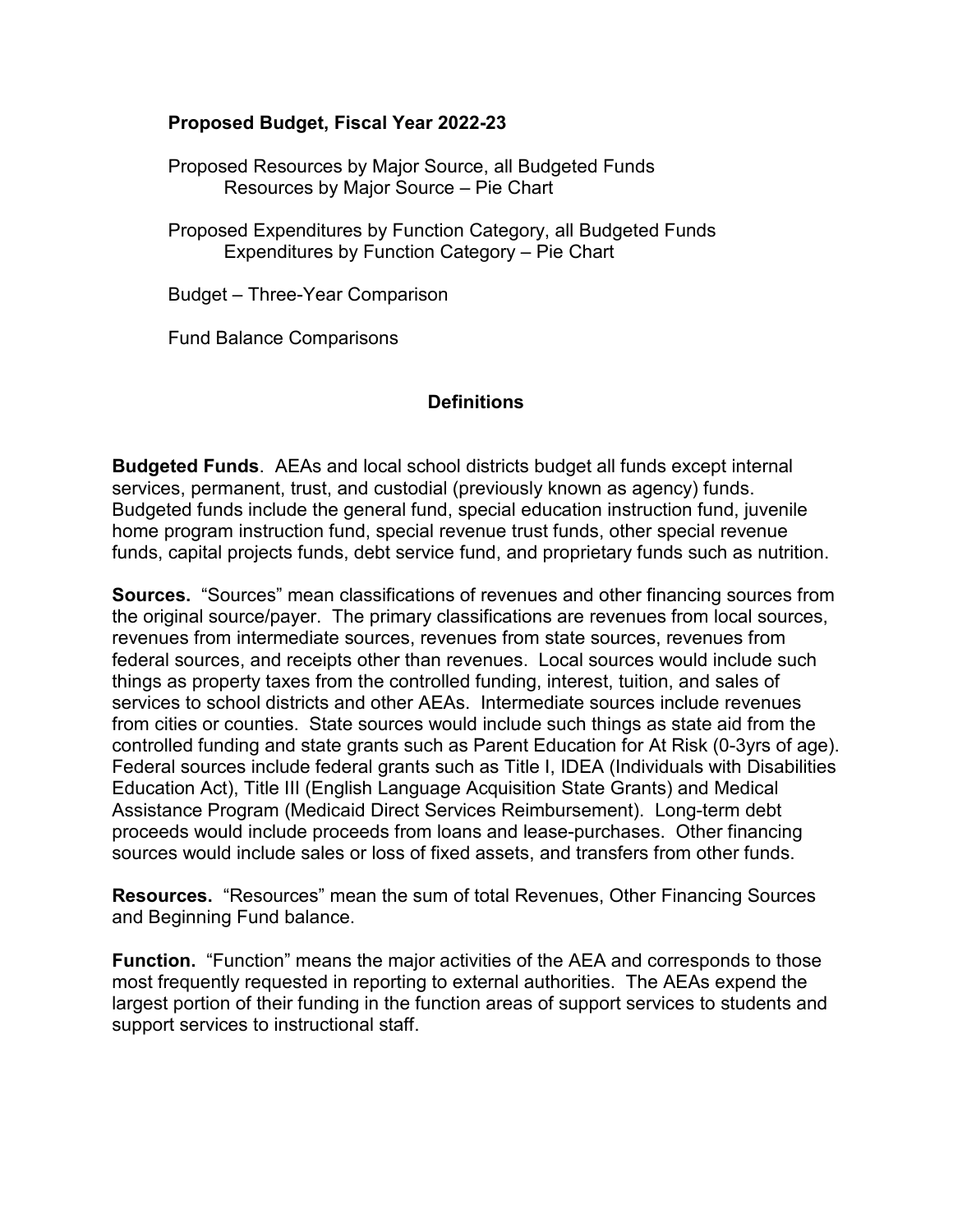**Proposed Budget, Fiscal Year 2022-23**

Proposed Resources by Major Source, all Budgeted Funds
  Resources by Major Source – Pie Chart

Proposed Expenditures by Function Category, all Budgeted Funds
  Expenditures by Function Category – Pie Chart

Budget – Three-Year Comparison

Fund Balance Comparisons

## Definitions

**Budgeted Funds**. AEAs and local school districts budget all funds except internal services, permanent, trust, and custodial (previously known as agency) funds. Budgeted funds include the general fund, special education instruction fund, juvenile home program instruction fund, special revenue trust funds, other special revenue funds, capital projects funds, debt service fund, and proprietary funds such as nutrition.

**Sources.** "Sources" mean classifications of revenues and other financing sources from the original source/payer. The primary classifications are revenues from local sources, revenues from intermediate sources, revenues from state sources, revenues from federal sources, and receipts other than revenues. Local sources would include such things as property taxes from the controlled funding, interest, tuition, and sales of services to school districts and other AEAs. Intermediate sources include revenues from cities or counties. State sources would include such things as state aid from the controlled funding and state grants such as Parent Education for At Risk (0-3yrs of age). Federal sources include federal grants such as Title I, IDEA (Individuals with Disabilities Education Act), Title III (English Language Acquisition State Grants) and Medical Assistance Program (Medicaid Direct Services Reimbursement). Long-term debt proceeds would include proceeds from loans and lease-purchases. Other financing sources would include sales or loss of fixed assets, and transfers from other funds.

**Resources.** "Resources" mean the sum of total Revenues, Other Financing Sources and Beginning Fund balance.

**Function.** "Function" means the major activities of the AEA and corresponds to those most frequently requested in reporting to external authorities. The AEAs expend the largest portion of their funding in the function areas of support services to students and support services to instructional staff.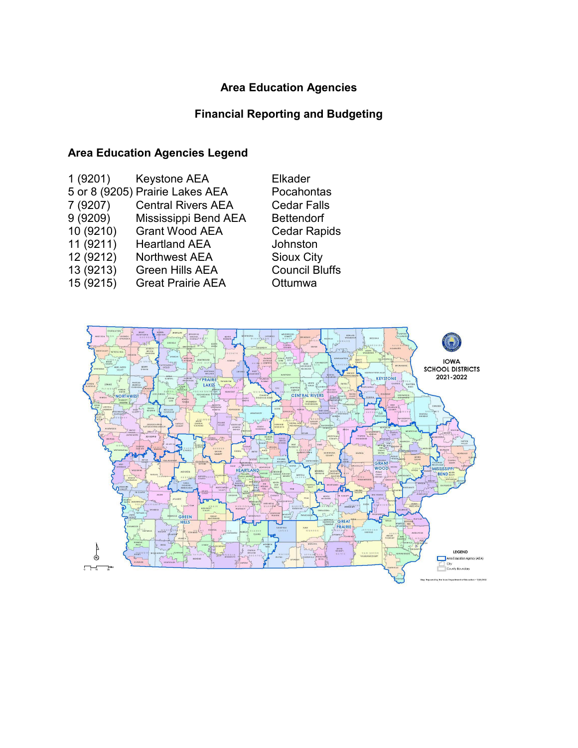# Area Education Agencies

## Financial Reporting and Budgeting

### Area Education Agencies Legend

| | | |
|---|---|---|
| 1 (9201) | Keystone AEA | Elkader |
| 5 or 8 (9205) | Prairie Lakes AEA | Pocahontas |
| 7 (9207) | Central Rivers AEA | Cedar Falls |
| 9 (9209) | Mississippi Bend AEA | Bettendorf |
| 10 (9210) | Grant Wood AEA | Cedar Rapids |
| 11 (9211) | Heartland AEA | Johnston |
| 12 (9212) | Northwest AEA | Sioux City |
| 13 (9213) | Green Hills AEA | Council Bluffs |
| 15 (9215) | Great Prairie AEA | Ottumwa |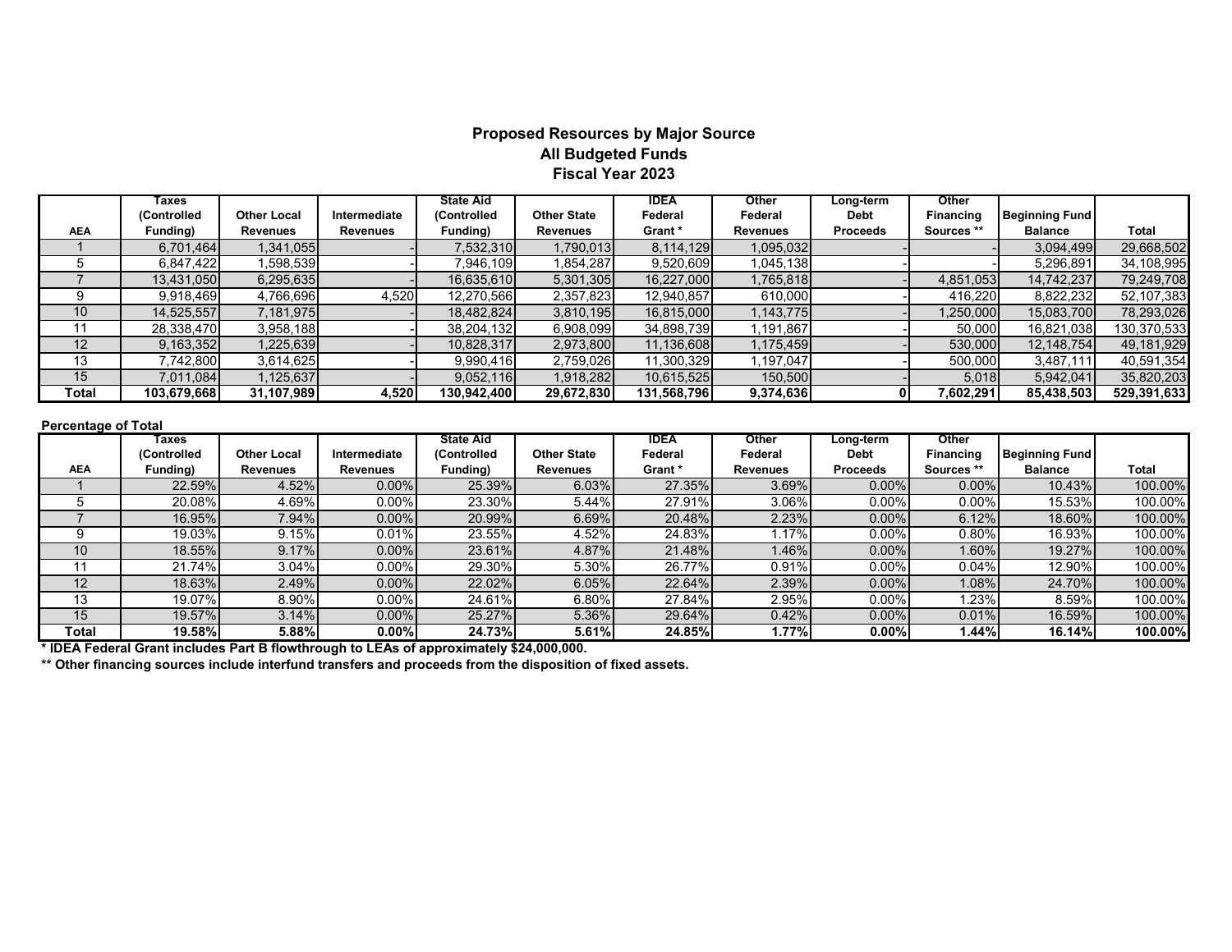## Proposed Resources by Major Source
## All Budgeted Funds
## Fiscal Year 2023

| AEA | Taxes (Controlled Funding) | Other Local Revenues | Intermediate Revenues | State Aid (Controlled Funding) | Other State Revenues | IDEA Federal Grant * | Other Federal Revenues | Long-term Debt Proceeds | Other Financing Sources ** | Beginning Fund Balance | Total |
|---|---|---|---|---|---|---|---|---|---|---|---|
| 1 | 6,701,464 | 1,341,055 | - | 7,532,310 | 1,790,013 | 8,114,129 | 1,095,032 | - | - | 3,094,499 | 29,668,502 |
| 5 | 6,847,422 | 1,598,539 | - | 7,946,109 | 1,854,287 | 9,520,609 | 1,045,138 | - | - | 5,296,891 | 34,108,995 |
| 7 | 13,431,050 | 6,295,635 | - | 16,635,610 | 5,301,305 | 16,227,000 | 1,765,818 | - | 4,851,053 | 14,742,237 | 79,249,708 |
| 9 | 9,918,469 | 4,766,696 | 4,520 | 12,270,566 | 2,357,823 | 12,940,857 | 610,000 | - | 416,220 | 8,822,232 | 52,107,383 |
| 10 | 14,525,557 | 7,181,975 | - | 18,482,824 | 3,810,195 | 16,815,000 | 1,143,775 | - | 1,250,000 | 15,083,700 | 78,293,026 |
| 11 | 28,338,470 | 3,958,188 | - | 38,204,132 | 6,908,099 | 34,898,739 | 1,191,867 | - | 50,000 | 16,821,038 | 130,370,533 |
| 12 | 9,163,352 | 1,225,639 | - | 10,828,317 | 2,973,800 | 11,136,608 | 1,175,459 | - | 530,000 | 12,148,754 | 49,181,929 |
| 13 | 7,742,800 | 3,614,625 | - | 9,990,416 | 2,759,026 | 11,300,329 | 1,197,047 | - | 500,000 | 3,487,111 | 40,591,354 |
| 15 | 7,011,084 | 1,125,637 | - | 9,052,116 | 1,918,282 | 10,615,525 | 150,500 | - | 5,018 | 5,942,041 | 35,820,203 |
| **Total** | **103,679,668** | **31,107,989** | **4,520** | **130,942,400** | **29,672,830** | **131,568,796** | **9,374,636** | **0** | **7,602,291** | **85,438,503** | **529,391,633** |

**Percentage of Total**

| AEA | Taxes (Controlled Funding) | Other Local Revenues | Intermediate Revenues | State Aid (Controlled Funding) | Other State Revenues | IDEA Federal Grant * | Other Federal Revenues | Long-term Debt Proceeds | Other Financing Sources ** | Beginning Fund Balance | Total |
|---|---|---|---|---|---|---|---|---|---|---|---|
| 1 | 22.59% | 4.52% | 0.00% | 25.39% | 6.03% | 27.35% | 3.69% | 0.00% | 0.00% | 10.43% | 100.00% |
| 5 | 20.08% | 4.69% | 0.00% | 23.30% | 5.44% | 27.91% | 3.06% | 0.00% | 0.00% | 15.53% | 100.00% |
| 7 | 16.95% | 7.94% | 0.00% | 20.99% | 6.69% | 20.48% | 2.23% | 0.00% | 6.12% | 18.60% | 100.00% |
| 9 | 19.03% | 9.15% | 0.01% | 23.55% | 4.52% | 24.83% | 1.17% | 0.00% | 0.80% | 16.93% | 100.00% |
| 10 | 18.55% | 9.17% | 0.00% | 23.61% | 4.87% | 21.48% | 1.46% | 0.00% | 1.60% | 19.27% | 100.00% |
| 11 | 21.74% | 3.04% | 0.00% | 29.30% | 5.30% | 26.77% | 0.91% | 0.00% | 0.04% | 12.90% | 100.00% |
| 12 | 18.63% | 2.49% | 0.00% | 22.02% | 6.05% | 22.64% | 2.39% | 0.00% | 1.08% | 24.70% | 100.00% |
| 13 | 19.07% | 8.90% | 0.00% | 24.61% | 6.80% | 27.84% | 2.95% | 0.00% | 1.23% | 8.59% | 100.00% |
| 15 | 19.57% | 3.14% | 0.00% | 25.27% | 5.36% | 29.64% | 0.42% | 0.00% | 0.01% | 16.59% | 100.00% |
| **Total** | **19.58%** | **5.88%** | **0.00%** | **24.73%** | **5.61%** | **24.85%** | **1.77%** | **0.00%** | **1.44%** | **16.14%** | **100.00%** |

**\* IDEA Federal Grant includes Part B flowthrough to LEAs of approximately $24,000,000.**

**\*\* Other financing sources include interfund transfers and proceeds from the disposition of fixed assets.**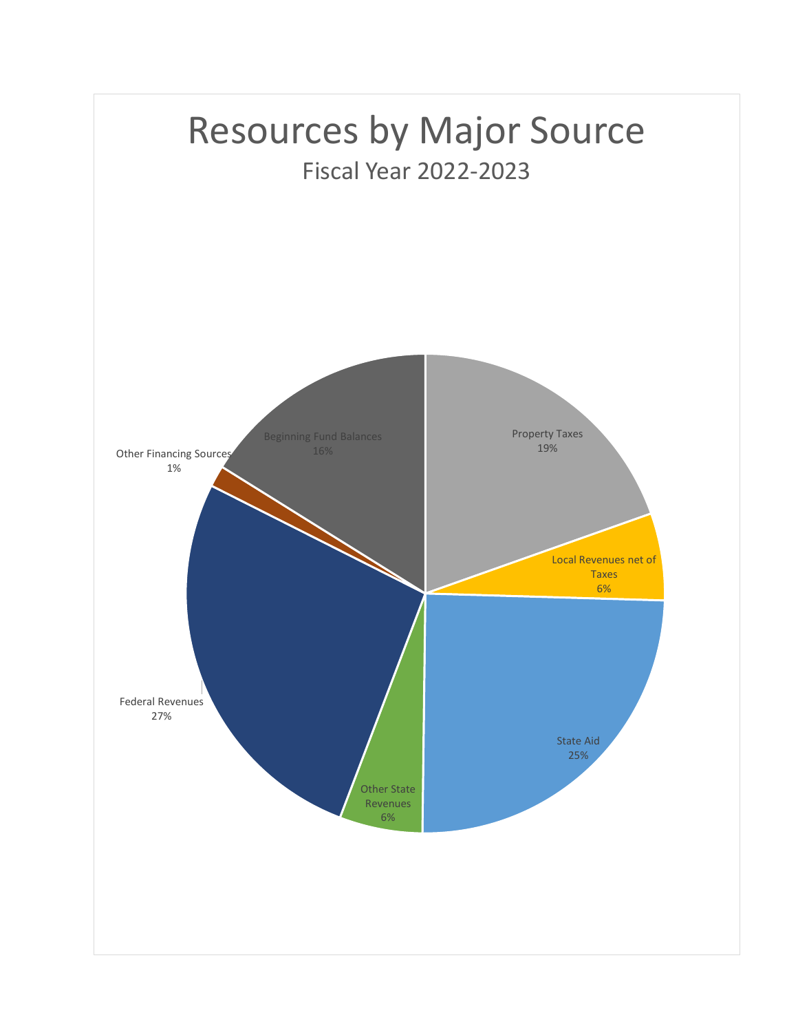# Resources by Major Source

## Fiscal Year 2022-2023

Property Taxes
19%

Local Revenues net of Taxes
6%

State Aid
25%

Other State Revenues
6%

Federal Revenues
27%

Other Financing Sources
1%

Beginning Fund Balances
16%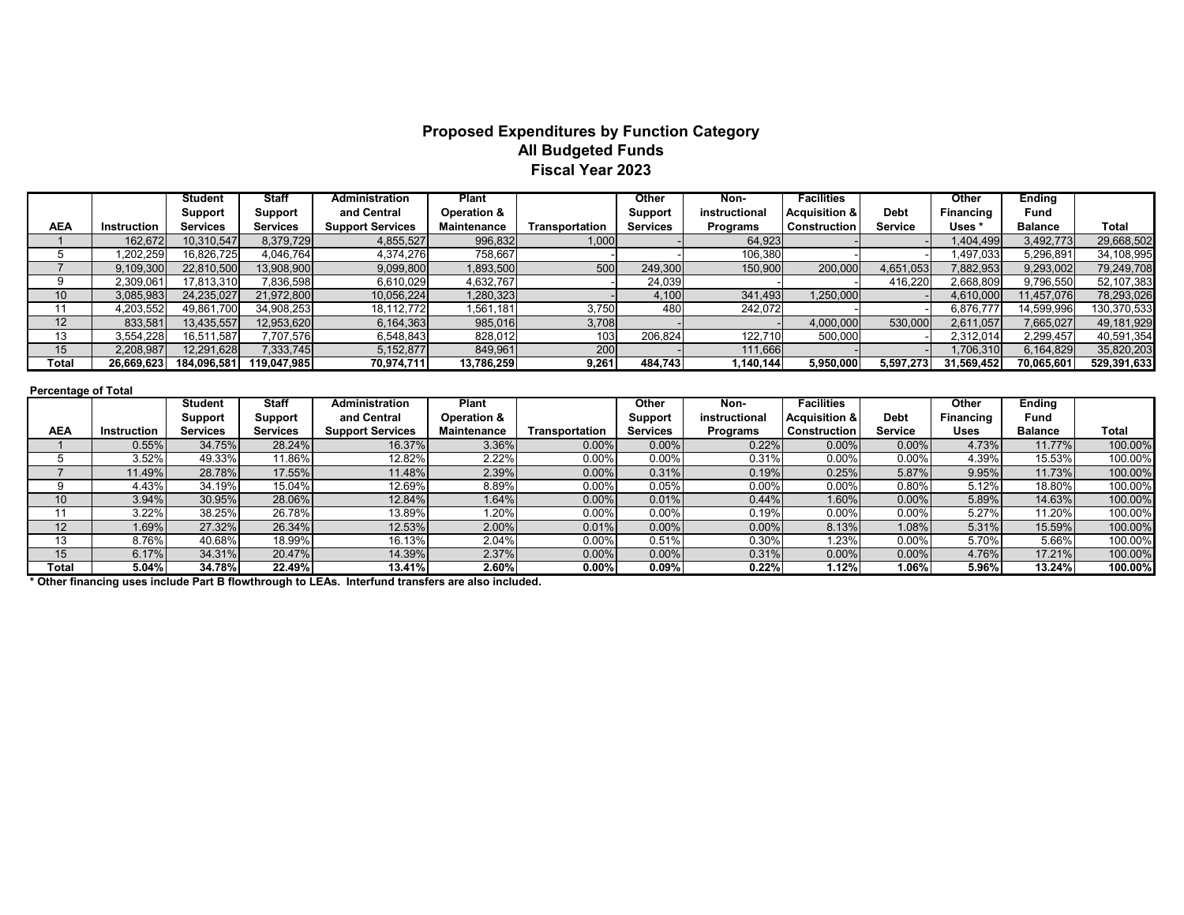# Proposed Expenditures by Function Category
## All Budgeted Funds
## Fiscal Year 2023

| AEA | Instruction | Student Support Services | Staff Support Services | Administration and Central Support Services | Plant Operation & Maintenance | Transportation | Other Support Services | Non-instructional Programs | Facilities Acquisition & Construction | Debt Service | Other Financing Uses * | Ending Fund Balance | Total |
|---|---|---|---|---|---|---|---|---|---|---|---|---|---|
| 1 | 162,672 | 10,310,547 | 8,379,729 | 4,855,527 | 996,832 | 1,000 | - | 64,923 | - | - | 1,404,499 | 3,492,773 | 29,668,502 |
| 5 | 1,202,259 | 16,826,725 | 4,046,764 | 4,374,276 | 758,667 | - | - | 106,380 | - | - | 1,497,033 | 5,296,891 | 34,108,995 |
| 7 | 9,109,300 | 22,810,500 | 13,908,900 | 9,099,800 | 1,893,500 | 500 | 249,300 | 150,900 | 200,000 | 4,651,053 | 7,882,953 | 9,293,002 | 79,249,708 |
| 9 | 2,309,061 | 17,813,310 | 7,836,598 | 6,610,029 | 4,632,767 | - | 24,039 | - | - | 416,220 | 2,668,809 | 9,796,550 | 52,107,383 |
| 10 | 3,085,983 | 24,235,027 | 21,972,800 | 10,056,224 | 1,280,323 | - | 4,100 | 341,493 | 1,250,000 | - | 4,610,000 | 11,457,076 | 78,293,026 |
| 11 | 4,203,552 | 49,861,700 | 34,908,253 | 18,112,772 | 1,561,181 | 3,750 | 480 | 242,072 | - | - | 6,876,777 | 14,599,996 | 130,370,533 |
| 12 | 833,581 | 13,435,557 | 12,953,620 | 6,164,363 | 985,016 | 3,708 | - | - | 4,000,000 | 530,000 | 2,611,057 | 7,665,027 | 49,181,929 |
| 13 | 3,554,228 | 16,511,587 | 7,707,576 | 6,548,843 | 828,012 | 103 | 206,824 | 122,710 | 500,000 | - | 2,312,014 | 2,299,457 | 40,591,354 |
| 15 | 2,208,987 | 12,291,628 | 7,333,745 | 5,152,877 | 849,961 | 200 | - | 111,666 | - | - | 1,706,310 | 6,164,829 | 35,820,203 |
| **Total** | **26,669,623** | **184,096,581** | **119,047,985** | **70,974,711** | **13,786,259** | **9,261** | **484,743** | **1,140,144** | **5,950,000** | **5,597,273** | **31,569,452** | **70,065,601** | **529,391,633** |

**Percentage of Total**

| AEA | Instruction | Student Support Services | Staff Support Services | Administration and Central Support Services | Plant Operation & Maintenance | Transportation | Other Support Services | Non-instructional Programs | Facilities Acquisition & Construction | Debt Service | Other Financing Uses | Ending Fund Balance | Total |
|---|---|---|---|---|---|---|---|---|---|---|---|---|---|
| 1 | 0.55% | 34.75% | 28.24% | 16.37% | 3.36% | 0.00% | 0.00% | 0.22% | 0.00% | 0.00% | 4.73% | 11.77% | 100.00% |
| 5 | 3.52% | 49.33% | 11.86% | 12.82% | 2.22% | 0.00% | 0.00% | 0.31% | 0.00% | 0.00% | 4.39% | 15.53% | 100.00% |
| 7 | 11.49% | 28.78% | 17.55% | 11.48% | 2.39% | 0.00% | 0.31% | 0.19% | 0.25% | 5.87% | 9.95% | 11.73% | 100.00% |
| 9 | 4.43% | 34.19% | 15.04% | 12.69% | 8.89% | 0.00% | 0.05% | 0.00% | 0.00% | 0.80% | 5.12% | 18.80% | 100.00% |
| 10 | 3.94% | 30.95% | 28.06% | 12.84% | 1.64% | 0.00% | 0.01% | 0.44% | 1.60% | 0.00% | 5.89% | 14.63% | 100.00% |
| 11 | 3.22% | 38.25% | 26.78% | 13.89% | 1.20% | 0.00% | 0.00% | 0.19% | 0.00% | 0.00% | 5.27% | 11.20% | 100.00% |
| 12 | 1.69% | 27.32% | 26.34% | 12.53% | 2.00% | 0.01% | 0.00% | 0.00% | 8.13% | 1.08% | 5.31% | 15.59% | 100.00% |
| 13 | 8.76% | 40.68% | 18.99% | 16.13% | 2.04% | 0.00% | 0.51% | 0.30% | 1.23% | 0.00% | 5.70% | 5.66% | 100.00% |
| 15 | 6.17% | 34.31% | 20.47% | 14.39% | 2.37% | 0.00% | 0.00% | 0.31% | 0.00% | 0.00% | 4.76% | 17.21% | 100.00% |
| **Total** | **5.04%** | **34.78%** | **22.49%** | **13.41%** | **2.60%** | **0.00%** | **0.09%** | **0.22%** | **1.12%** | **1.06%** | **5.96%** | **13.24%** | **100.00%** |

**\* Other financing uses include Part B flowthrough to LEAs. Interfund transfers are also included.**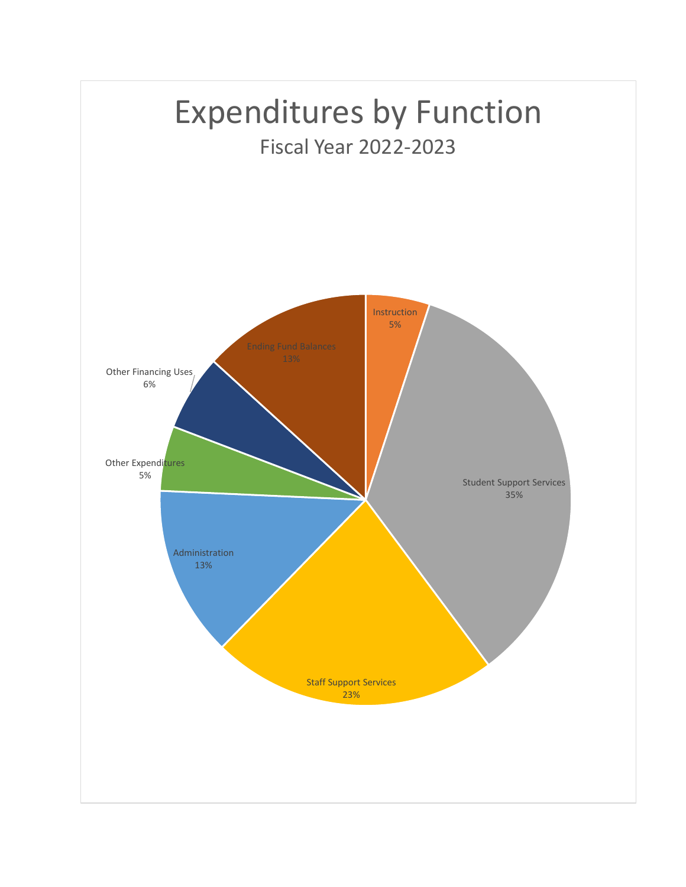# Expenditures by Function

## Fiscal Year 2022-2023

| Function | Percentage |
| --- | --- |
| Instruction | 5% |
| Student Support Services | 35% |
| Staff Support Services | 23% |
| Administration | 13% |
| Other Expenditures | 5% |
| Other Financing Uses | 6% |
| Ending Fund Balances | 13% |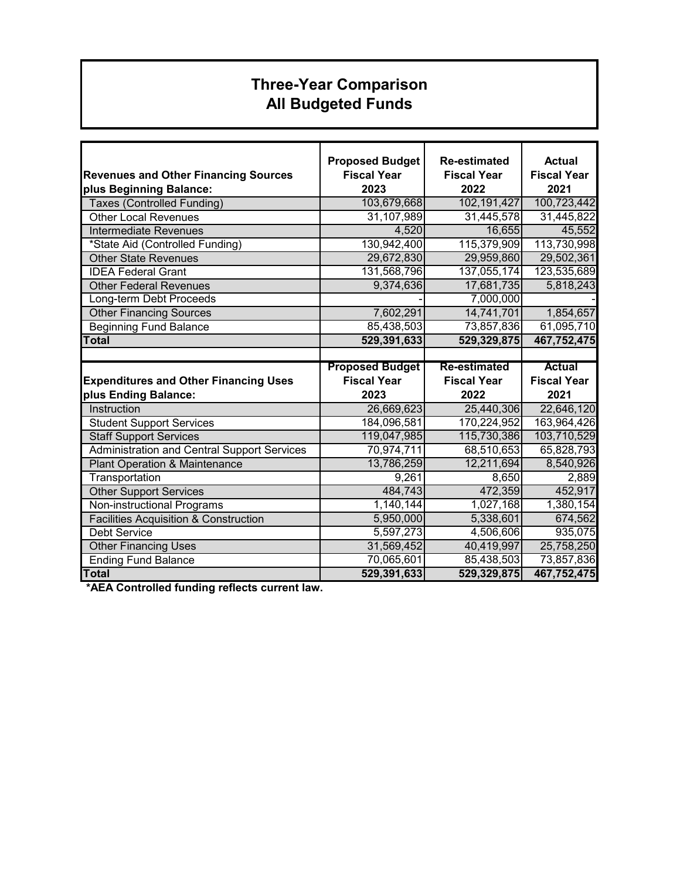# Three-Year Comparison
## All Budgeted Funds

| Revenues and Other Financing Sources plus Beginning Balance: | Proposed Budget Fiscal Year 2023 | Re-estimated Fiscal Year 2022 | Actual Fiscal Year 2021 |
|---|---|---|---|
| Taxes (Controlled Funding) | 103,679,668 | 102,191,427 | 100,723,442 |
| Other Local Revenues | 31,107,989 | 31,445,578 | 31,445,822 |
| Intermediate Revenues | 4,520 | 16,655 | 45,552 |
| *State Aid (Controlled Funding) | 130,942,400 | 115,379,909 | 113,730,998 |
| Other State Revenues | 29,672,830 | 29,959,860 | 29,502,361 |
| IDEA Federal Grant | 131,568,796 | 137,055,174 | 123,535,689 |
| Other Federal Revenues | 9,374,636 | 17,681,735 | 5,818,243 |
| Long-term Debt Proceeds | - | 7,000,000 | - |
| Other Financing Sources | 7,602,291 | 14,741,701 | 1,854,657 |
| Beginning Fund Balance | 85,438,503 | 73,857,836 | 61,095,710 |
| **Total** | **529,391,633** | **529,329,875** | **467,752,475** |

| Expenditures and Other Financing Uses plus Ending Balance: | Proposed Budget Fiscal Year 2023 | Re-estimated Fiscal Year 2022 | Actual Fiscal Year 2021 |
|---|---|---|---|
| Instruction | 26,669,623 | 25,440,306 | 22,646,120 |
| Student Support Services | 184,096,581 | 170,224,952 | 163,964,426 |
| Staff Support Services | 119,047,985 | 115,730,386 | 103,710,529 |
| Administration and Central Support Services | 70,974,711 | 68,510,653 | 65,828,793 |
| Plant Operation & Maintenance | 13,786,259 | 12,211,694 | 8,540,926 |
| Transportation | 9,261 | 8,650 | 2,889 |
| Other Support Services | 484,743 | 472,359 | 452,917 |
| Non-instructional Programs | 1,140,144 | 1,027,168 | 1,380,154 |
| Facilities Acquisition & Construction | 5,950,000 | 5,338,601 | 674,562 |
| Debt Service | 5,597,273 | 4,506,606 | 935,075 |
| Other Financing Uses | 31,569,452 | 40,419,997 | 25,758,250 |
| Ending Fund Balance | 70,065,601 | 85,438,503 | 73,857,836 |
| **Total** | **529,391,633** | **529,329,875** | **467,752,475** |

**\*AEA Controlled funding reflects current law.**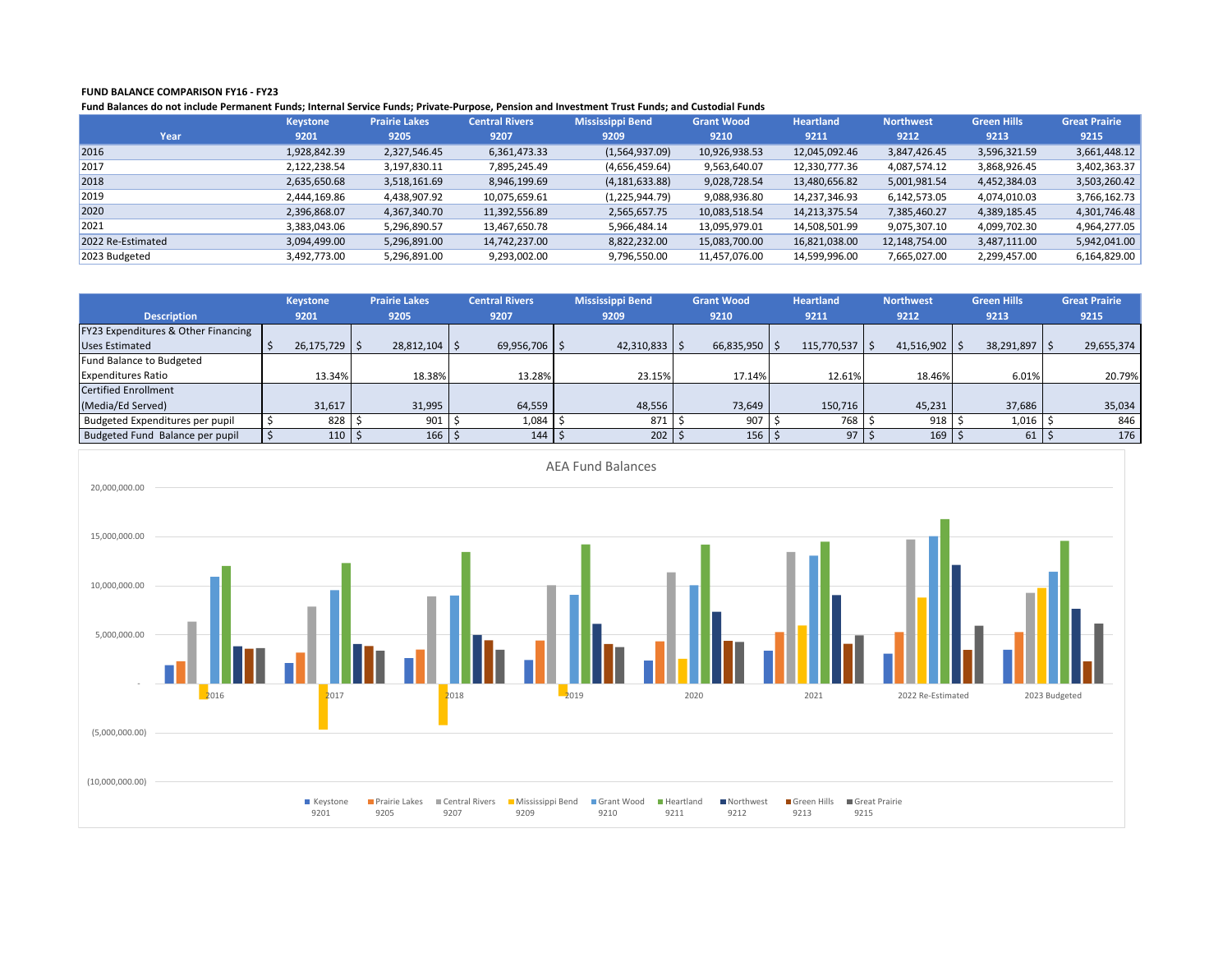**FUND BALANCE COMPARISON FY16 - FY23**

**Fund Balances do not include Permanent Funds; Internal Service Funds; Private-Purpose, Pension and Investment Trust Funds; and Custodial Funds**

| Year | Keystone 9201 | Prairie Lakes 9205 | Central Rivers 9207 | Mississippi Bend 9209 | Grant Wood 9210 | Heartland 9211 | Northwest 9212 | Green Hills 9213 | Great Prairie 9215 |
|---|---|---|---|---|---|---|---|---|---|
| 2016 | 1,928,842.39 | 2,327,546.45 | 6,361,473.33 | (1,564,937.09) | 10,926,938.53 | 12,045,092.46 | 3,847,426.45 | 3,596,321.59 | 3,661,448.12 |
| 2017 | 2,122,238.54 | 3,197,830.11 | 7,895,245.49 | (4,656,459.64) | 9,563,640.07 | 12,330,777.36 | 4,087,574.12 | 3,868,926.45 | 3,402,363.37 |
| 2018 | 2,635,650.68 | 3,518,161.69 | 8,946,199.69 | (4,181,633.88) | 9,028,728.54 | 13,480,656.82 | 5,001,981.54 | 4,452,384.03 | 3,503,260.42 |
| 2019 | 2,444,169.86 | 4,438,907.92 | 10,075,659.61 | (1,225,944.79) | 9,088,936.80 | 14,237,346.93 | 6,142,573.05 | 4,074,010.03 | 3,766,162.73 |
| 2020 | 2,396,868.07 | 4,367,340.70 | 11,392,556.89 | 2,565,657.75 | 10,083,518.54 | 14,213,375.54 | 7,385,460.27 | 4,389,185.45 | 4,301,746.48 |
| 2021 | 3,383,043.06 | 5,296,890.57 | 13,467,650.78 | 5,966,484.14 | 13,095,979.01 | 14,508,501.99 | 9,075,307.10 | 4,099,702.30 | 4,964,277.05 |
| 2022 Re-Estimated | 3,094,499.00 | 5,296,891.00 | 14,742,237.00 | 8,822,232.00 | 15,083,700.00 | 16,821,038.00 | 12,148,754.00 | 3,487,111.00 | 5,942,041.00 |
| 2023 Budgeted | 3,492,773.00 | 5,296,891.00 | 9,293,002.00 | 9,796,550.00 | 11,457,076.00 | 14,599,996.00 | 7,665,027.00 | 2,299,457.00 | 6,164,829.00 |

| Description | Keystone 9201 | Prairie Lakes 9205 | Central Rivers 9207 | Mississippi Bend 9209 | Grant Wood 9210 | Heartland 9211 | Northwest 9212 | Green Hills 9213 | Great Prairie 9215 |
|---|---|---|---|---|---|---|---|---|---|
| FY23 Expenditures & Other Financing Uses Estimated | $ 26,175,729 | $ 28,812,104 | $ 69,956,706 | $ 42,310,833 | $ 66,835,950 | $ 115,770,537 | $ 41,516,902 | $ 38,291,897 | $ 29,655,374 |
| Fund Balance to Budgeted Expenditures Ratio | 13.34% | 18.38% | 13.28% | 23.15% | 17.14% | 12.61% | 18.46% | 6.01% | 20.79% |
| Certified Enrollment (Media/Ed Served) | 31,617 | 31,995 | 64,559 | 48,556 | 73,649 | 150,716 | 45,231 | 37,686 | 35,034 |
| Budgeted Expenditures per pupil | $ 828 | $ 901 | $ 1,084 | $ 871 | $ 907 | $ 768 | $ 918 | $ 1,016 | $ 846 |
| Budgeted Fund Balance per pupil | $ 110 | $ 166 | $ 144 | $ 202 | $ 156 | $ 97 | $ 169 | $ 61 | $ 176 |

AEA Fund Balances

20,000,000.00
15,000,000.00
10,000,000.00
5,000,000.00
-
(5,000,000.00)
(10,000,000.00)

2016
2017
2018
2019
2020
2021
2022 Re-Estimated
2023 Budgeted

Keystone 9201
Prairie Lakes 9205
Central Rivers 9207
Mississippi Bend 9209
Grant Wood 9210
Heartland 9211
Northwest 9212
Green Hills 9213
Great Prairie 9215